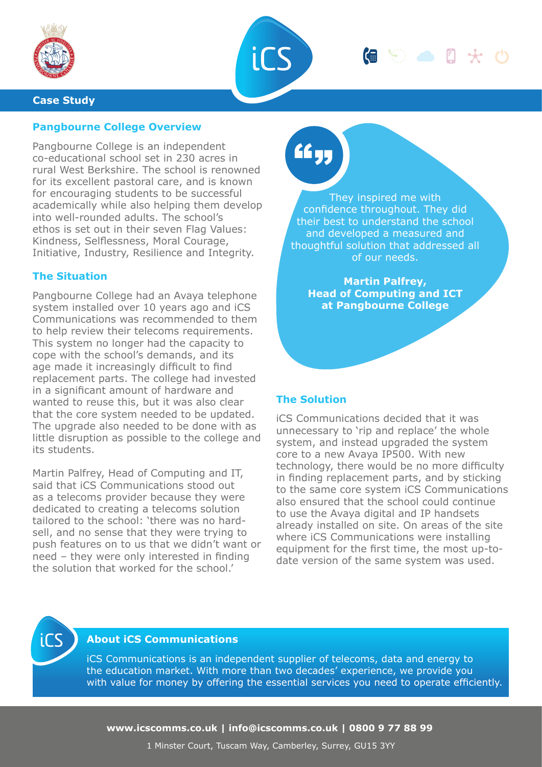**Case Study**

## Pangbourne College Overview

Pangbourne College is an independent co-educational school set in 230 acres in rural West Berkshire. The school is renowned for its excellent pastoral care, and is known for encouraging students to be successful academically while also helping them develop into well-rounded adults. The school's ethos is set out in their seven Flag Values: Kindness, Selflessness, Moral Courage, Initiative, Industry, Resilience and Integrity.

## The Situation

Pangbourne College had an Avaya telephone system installed over 10 years ago and iCS Communications was recommended to them to help review their telecoms requirements. This system no longer had the capacity to cope with the school's demands, and its age made it increasingly difficult to find replacement parts. The college had invested in a significant amount of hardware and wanted to reuse this, but it was also clear that the core system needed to be updated. The upgrade also needed to be done with as little disruption as possible to the college and its students.

Martin Palfrey, Head of Computing and IT, said that iCS Communications stood out as a telecoms provider because they were dedicated to creating a telecoms solution tailored to the school: 'there was no hard-sell, and no sense that they were trying to push features on to us that we didn't want or need – they were only interested in finding the solution that worked for the school.'

> They inspired me with confidence throughout. They did their best to understand the school and developed a measured and thoughtful solution that addressed all of our needs.
>
> **Martin Palfrey, Head of Computing and ICT at Pangbourne College**

## The Solution

iCS Communications decided that it was unnecessary to 'rip and replace' the whole system, and instead upgraded the system core to a new Avaya IP500. With new technology, there would be no more difficulty in finding replacement parts, and by sticking to the same core system iCS Communications also ensured that the school could continue to use the Avaya digital and IP handsets already installed on site. On areas of the site where iCS Communications were installing equipment for the first time, the most up-to-date version of the same system was used.

### About iCS Communications

iCS Communications is an independent supplier of telecoms, data and energy to the education market. With more than two decades' experience, we provide you with value for money by offering the essential services you need to operate efficiently.

**www.icscomms.co.uk | info@icscomms.co.uk | 0800 9 77 88 99**

1 Minster Court, Tuscam Way, Camberley, Surrey, GU15 3YY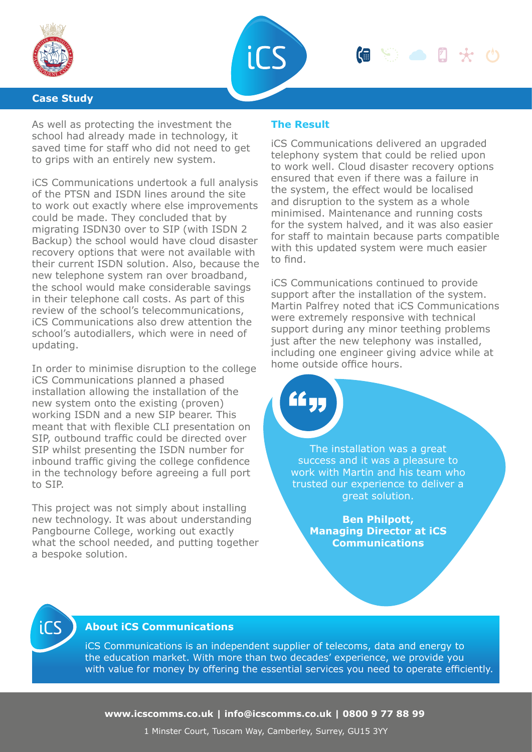**Case Study**

As well as protecting the investment the school had already made in technology, it saved time for staff who did not need to get to grips with an entirely new system.

iCS Communications undertook a full analysis of the PTSN and ISDN lines around the site to work out exactly where else improvements could be made. They concluded that by migrating ISDN30 over to SIP (with ISDN 2 Backup) the school would have cloud disaster recovery options that were not available with their current ISDN solution. Also, because the new telephone system ran over broadband, the school would make considerable savings in their telephone call costs. As part of this review of the school's telecommunications, iCS Communications also drew attention the school's autodiallers, which were in need of updating.

In order to minimise disruption to the college iCS Communications planned a phased installation allowing the installation of the new system onto the existing (proven) working ISDN and a new SIP bearer. This meant that with flexible CLI presentation on SIP, outbound traffic could be directed over SIP whilst presenting the ISDN number for inbound traffic giving the college confidence in the technology before agreeing a full port to SIP.

This project was not simply about installing new technology. It was about understanding Pangbourne College, working out exactly what the school needed, and putting together a bespoke solution.

## The Result

iCS Communications delivered an upgraded telephony system that could be relied upon to work well. Cloud disaster recovery options ensured that even if there was a failure in the system, the effect would be localised and disruption to the system as a whole minimised. Maintenance and running costs for the system halved, and it was also easier for staff to maintain because parts compatible with this updated system were much easier to find.

iCS Communications continued to provide support after the installation of the system. Martin Palfrey noted that iCS Communications were extremely responsive with technical support during any minor teething problems just after the new telephony was installed, including one engineer giving advice while at home outside office hours.

> The installation was a great success and it was a pleasure to work with Martin and his team who trusted our experience to deliver a great solution.
>
> **Ben Philpott, Managing Director at iCS Communications**

## About iCS Communications

iCS Communications is an independent supplier of telecoms, data and energy to the education market. With more than two decades' experience, we provide you with value for money by offering the essential services you need to operate efficiently.

**www.icscomms.co.uk | info@icscomms.co.uk | 0800 9 77 88 99**

1 Minster Court, Tuscam Way, Camberley, Surrey, GU15 3YY